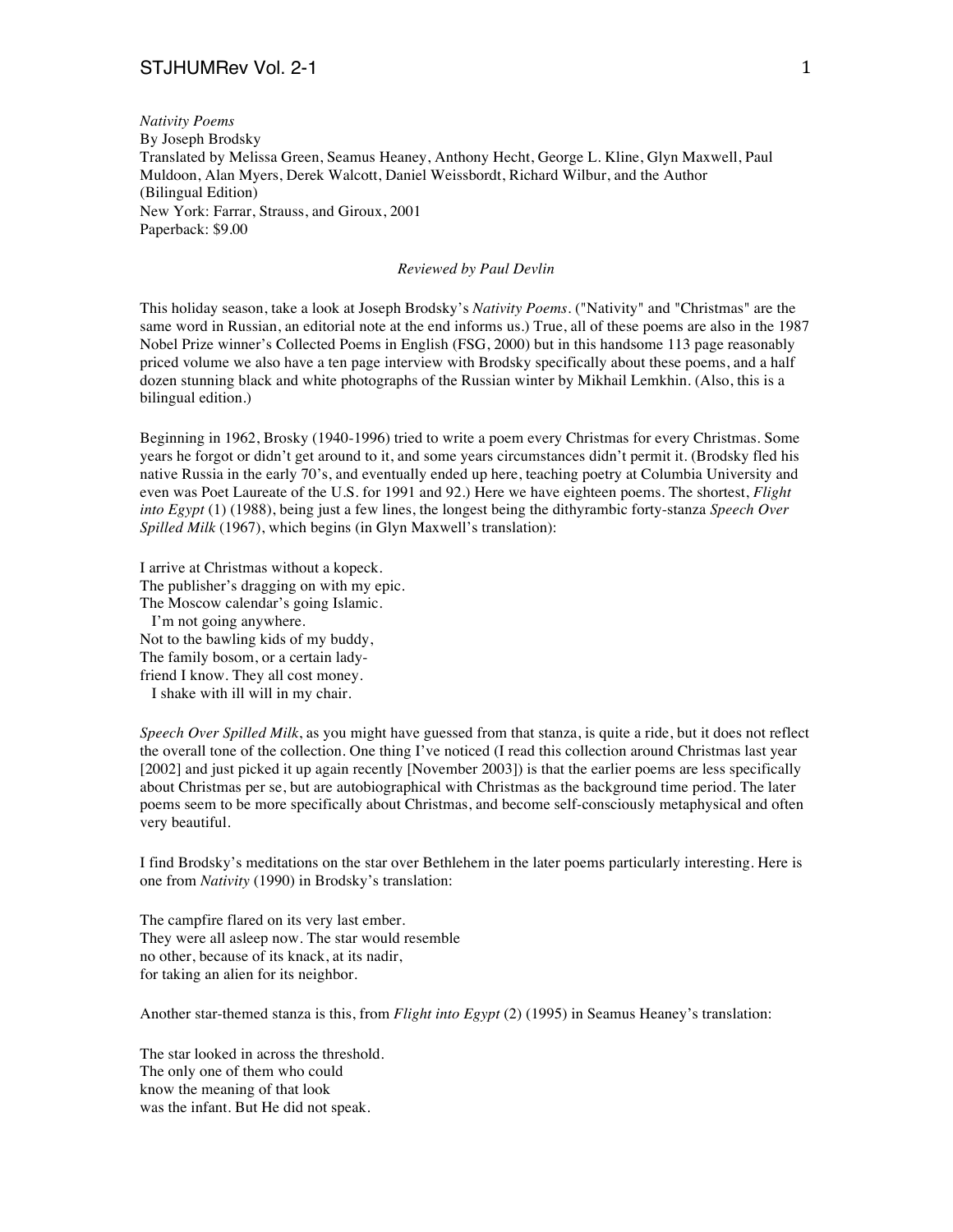*Nativity Poems*
By Joseph Brodsky
Translated by Melissa Green, Seamus Heaney, Anthony Hecht, George L. Kline, Glyn Maxwell, Paul Muldoon, Alan Myers, Derek Walcott, Daniel Weissbordt, Richard Wilbur, and the Author
(Bilingual Edition)
New York: Farrar, Strauss, and Giroux, 2001
Paperback: $9.00

*Reviewed by Paul Devlin*

This holiday season, take a look at Joseph Brodsky's *Nativity Poems*. ("Nativity" and "Christmas" are the same word in Russian, an editorial note at the end informs us.) True, all of these poems are also in the 1987 Nobel Prize winner's Collected Poems in English (FSG, 2000) but in this handsome 113 page reasonably priced volume we also have a ten page interview with Brodsky specifically about these poems, and a half dozen stunning black and white photographs of the Russian winter by Mikhail Lemkhin. (Also, this is a bilingual edition.)

Beginning in 1962, Brosky (1940-1996) tried to write a poem every Christmas for every Christmas. Some years he forgot or didn't get around to it, and some years circumstances didn't permit it. (Brodsky fled his native Russia in the early 70's, and eventually ended up here, teaching poetry at Columbia University and even was Poet Laureate of the U.S. for 1991 and 92.) Here we have eighteen poems. The shortest, *Flight into Egypt* (1) (1988), being just a few lines, the longest being the dithyrambic forty-stanza *Speech Over Spilled Milk* (1967), which begins (in Glyn Maxwell's translation):

I arrive at Christmas without a kopeck.
The publisher's dragging on with my epic.
The Moscow calendar's going Islamic.
  I'm not going anywhere.
Not to the bawling kids of my buddy,
The family bosom, or a certain lady-
friend I know. They all cost money.
  I shake with ill will in my chair.

*Speech Over Spilled Milk*, as you might have guessed from that stanza, is quite a ride, but it does not reflect the overall tone of the collection. One thing I've noticed (I read this collection around Christmas last year [2002] and just picked it up again recently [November 2003]) is that the earlier poems are less specifically about Christmas per se, but are autobiographical with Christmas as the background time period. The later poems seem to be more specifically about Christmas, and become self-consciously metaphysical and often very beautiful.

I find Brodsky's meditations on the star over Bethlehem in the later poems particularly interesting. Here is one from *Nativity* (1990) in Brodsky's translation:

The campfire flared on its very last ember.
They were all asleep now. The star would resemble
no other, because of its knack, at its nadir,
for taking an alien for its neighbor.

Another star-themed stanza is this, from *Flight into Egypt* (2) (1995) in Seamus Heaney's translation:

The star looked in across the threshold.
The only one of them who could
know the meaning of that look
was the infant. But He did not speak.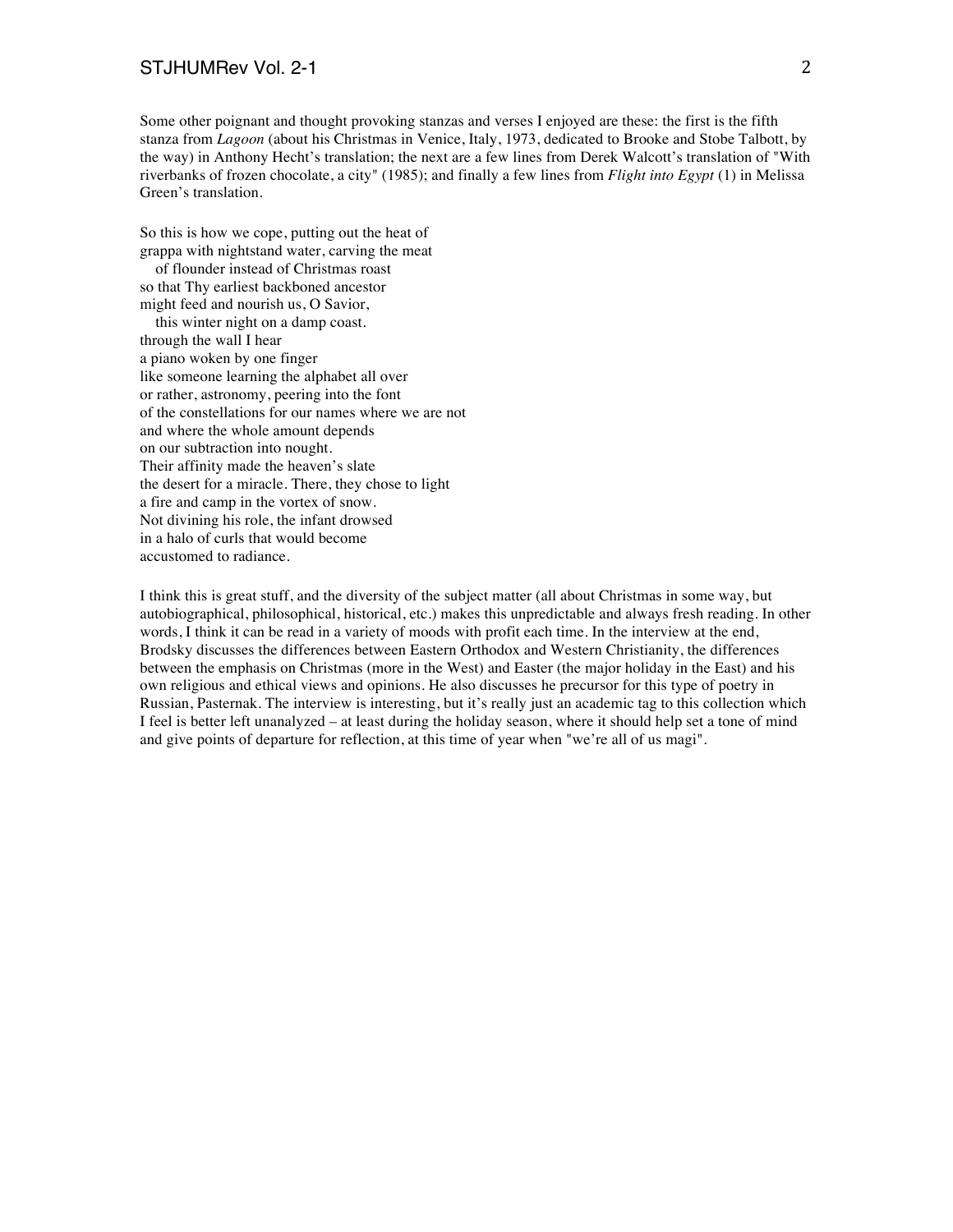Some other poignant and thought provoking stanzas and verses I enjoyed are these: the first is the fifth stanza from *Lagoon* (about his Christmas in Venice, Italy, 1973, dedicated to Brooke and Stobe Talbott, by the way) in Anthony Hecht's translation; the next are a few lines from Derek Walcott's translation of "With riverbanks of frozen chocolate, a city" (1985); and finally a few lines from *Flight into Egypt* (1) in Melissa Green's translation.

So this is how we cope, putting out the heat of  
grappa with nightstand water, carving the meat  
   of flounder instead of Christmas roast  
so that Thy earliest backboned ancestor  
might feed and nourish us, O Savior,  
   this winter night on a damp coast.  
through the wall I hear  
a piano woken by one finger  
like someone learning the alphabet all over  
or rather, astronomy, peering into the font  
of the constellations for our names where we are not  
and where the whole amount depends  
on our subtraction into nought.  
Their affinity made the heaven's slate  
the desert for a miracle. There, they chose to light  
a fire and camp in the vortex of snow.  
Not divining his role, the infant drowsed  
in a halo of curls that would become  
accustomed to radiance.

I think this is great stuff, and the diversity of the subject matter (all about Christmas in some way, but autobiographical, philosophical, historical, etc.) makes this unpredictable and always fresh reading. In other words, I think it can be read in a variety of moods with profit each time. In the interview at the end, Brodsky discusses the differences between Eastern Orthodox and Western Christianity, the differences between the emphasis on Christmas (more in the West) and Easter (the major holiday in the East) and his own religious and ethical views and opinions. He also discusses he precursor for this type of poetry in Russian, Pasternak. The interview is interesting, but it's really just an academic tag to this collection which I feel is better left unanalyzed – at least during the holiday season, where it should help set a tone of mind and give points of departure for reflection, at this time of year when "we're all of us magi".